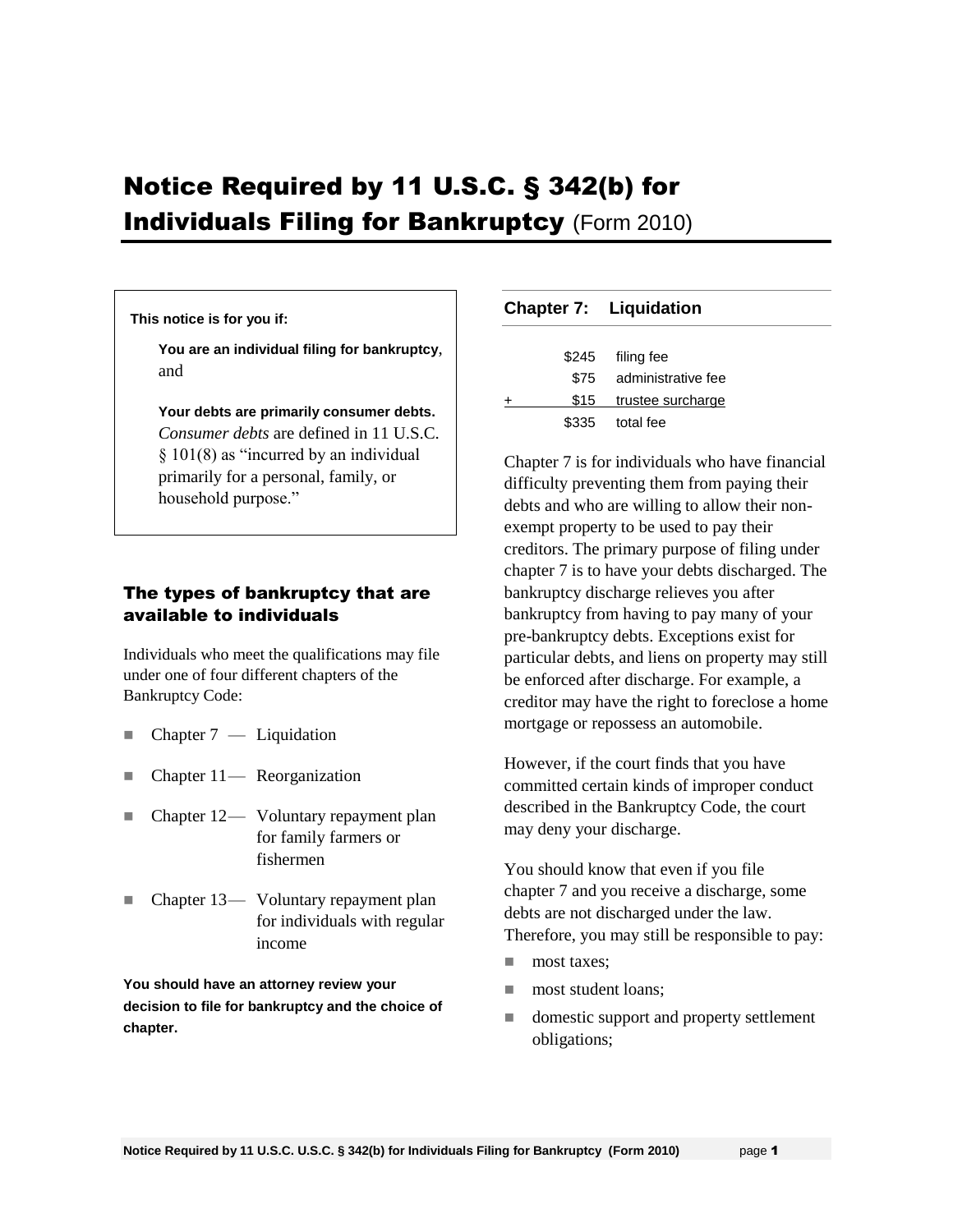# Notice Required by 11 U.S.C. § 342(b) for Individuals Filing for Bankruptcy (Form 2010)

**This notice is for you if:**

**You are an individual filing for bankruptcy**, and

**Your debts are primarily consumer debts.** *Consumer debts* are defined in 11 U.S.C. § 101(8) as "incurred by an individual primarily for a personal, family, or household purpose."

## The types of bankruptcy that are available to individuals

Individuals who meet the qualifications may file under one of four different chapters of the Bankruptcy Code:

- Chapter 7 — Liquidation
- Chapter 11 — Reorganization
- Chapter 12 — Voluntary repayment plan for family farmers or fishermen
- Chapter 13 — Voluntary repayment plan for individuals with regular income

**You should have an attorney review your decision to file for bankruptcy and the choice of chapter.**

## Chapter 7: Liquidation

| | Amount | Fee |
|---|---|---|
| | $245 | filing fee |
| | $75 | administrative fee |
| + | $15 | trustee surcharge |
| | $335 | total fee |

Chapter 7 is for individuals who have financial difficulty preventing them from paying their debts and who are willing to allow their non-exempt property to be used to pay their creditors. The primary purpose of filing under chapter 7 is to have your debts discharged. The bankruptcy discharge relieves you after bankruptcy from having to pay many of your pre-bankruptcy debts. Exceptions exist for particular debts, and liens on property may still be enforced after discharge. For example, a creditor may have the right to foreclose a home mortgage or repossess an automobile.

However, if the court finds that you have committed certain kinds of improper conduct described in the Bankruptcy Code, the court may deny your discharge.

You should know that even if you file chapter 7 and you receive a discharge, some debts are not discharged under the law. Therefore, you may still be responsible to pay:

- most taxes;
- most student loans;
- domestic support and property settlement obligations;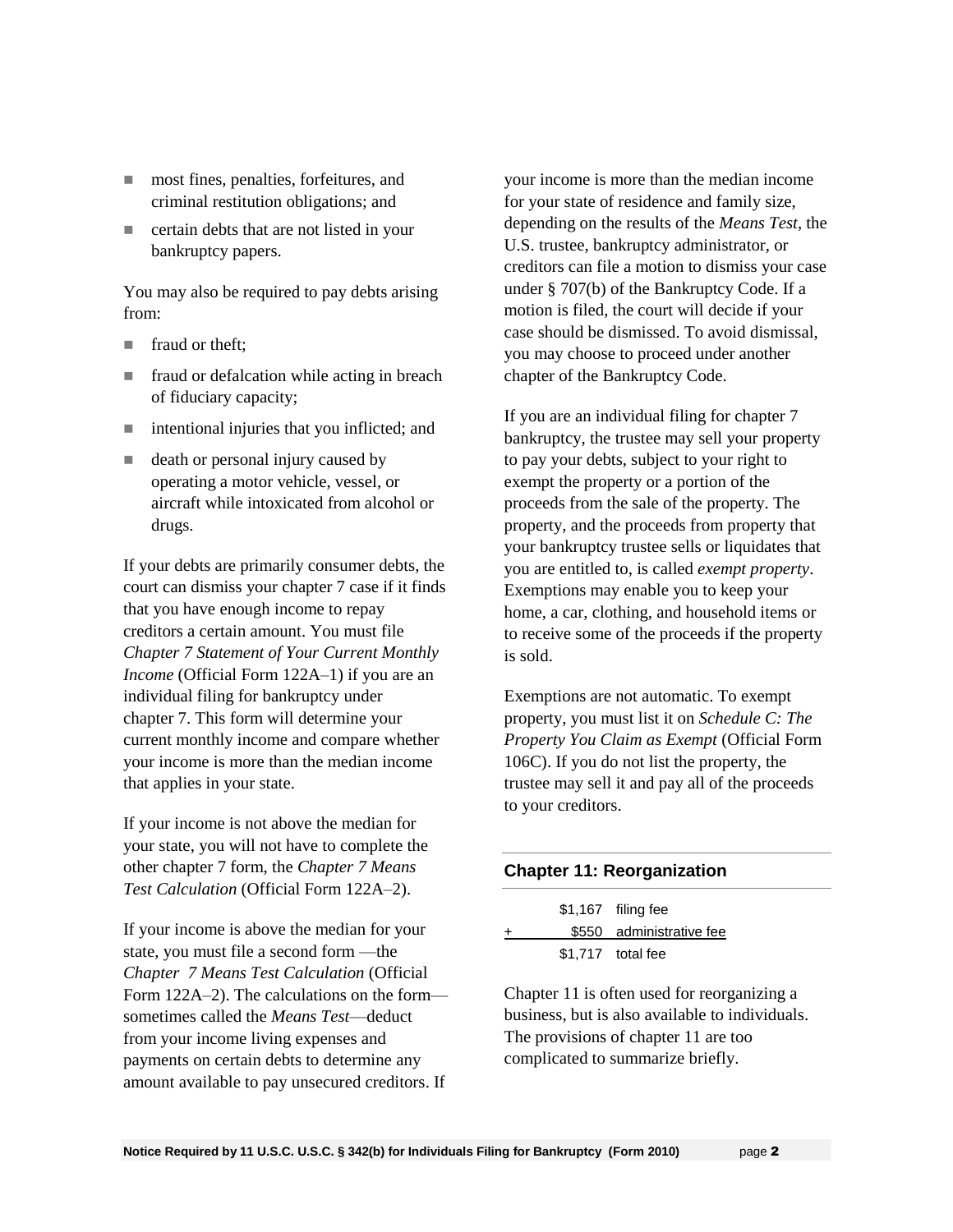- most fines, penalties, forfeitures, and criminal restitution obligations; and
- certain debts that are not listed in your bankruptcy papers.

You may also be required to pay debts arising from:

- fraud or theft;
- fraud or defalcation while acting in breach of fiduciary capacity;
- intentional injuries that you inflicted; and
- death or personal injury caused by operating a motor vehicle, vessel, or aircraft while intoxicated from alcohol or drugs.

If your debts are primarily consumer debts, the court can dismiss your chapter 7 case if it finds that you have enough income to repay creditors a certain amount. You must file *Chapter 7 Statement of Your Current Monthly Income* (Official Form 122A–1) if you are an individual filing for bankruptcy under chapter 7. This form will determine your current monthly income and compare whether your income is more than the median income that applies in your state.

If your income is not above the median for your state, you will not have to complete the other chapter 7 form, the *Chapter 7 Means Test Calculation* (Official Form 122A–2).

If your income is above the median for your state, you must file a second form —the *Chapter 7 Means Test Calculation* (Official Form 122A–2). The calculations on the form— sometimes called the *Means Test*—deduct from your income living expenses and payments on certain debts to determine any amount available to pay unsecured creditors. If your income is more than the median income for your state of residence and family size, depending on the results of the *Means Test*, the U.S. trustee, bankruptcy administrator, or creditors can file a motion to dismiss your case under § 707(b) of the Bankruptcy Code. If a motion is filed, the court will decide if your case should be dismissed. To avoid dismissal, you may choose to proceed under another chapter of the Bankruptcy Code.

If you are an individual filing for chapter 7 bankruptcy, the trustee may sell your property to pay your debts, subject to your right to exempt the property or a portion of the proceeds from the sale of the property. The property, and the proceeds from property that your bankruptcy trustee sells or liquidates that you are entitled to, is called *exempt property*. Exemptions may enable you to keep your home, a car, clothing, and household items or to receive some of the proceeds if the property is sold.

Exemptions are not automatic. To exempt property, you must list it on *Schedule C: The Property You Claim as Exempt* (Official Form 106C). If you do not list the property, the trustee may sell it and pay all of the proceeds to your creditors.

## Chapter 11: Reorganization

| | | |
|---|---|---|
| | $1,167 | filing fee |
| + | $550 | administrative fee |
| | $1,717 | total fee |

Chapter 11 is often used for reorganizing a business, but is also available to individuals. The provisions of chapter 11 are too complicated to summarize briefly.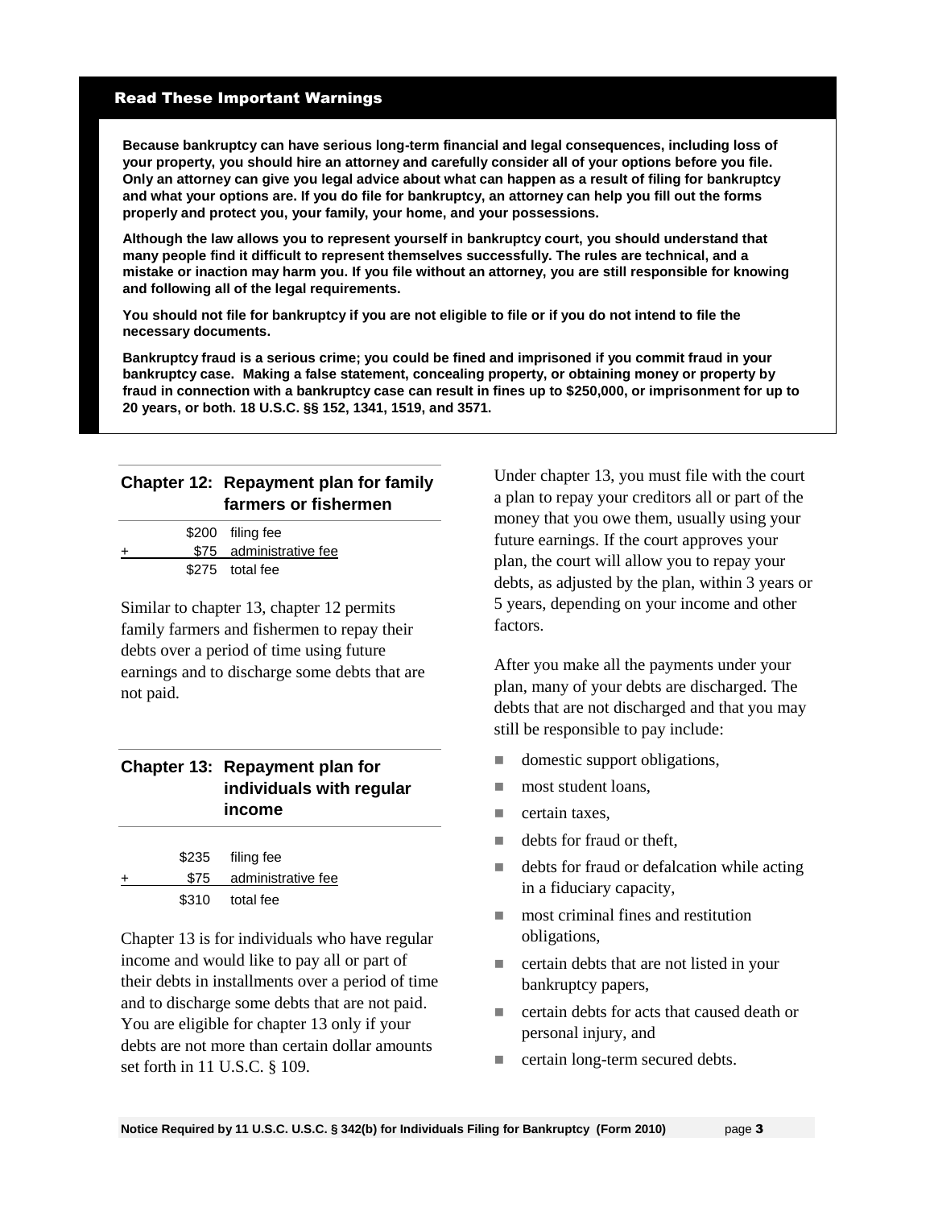## Read These Important Warnings

**Because bankruptcy can have serious long-term financial and legal consequences, including loss of your property, you should hire an attorney and carefully consider all of your options before you file. Only an attorney can give you legal advice about what can happen as a result of filing for bankruptcy and what your options are. If you do file for bankruptcy, an attorney can help you fill out the forms properly and protect you, your family, your home, and your possessions.**

**Although the law allows you to represent yourself in bankruptcy court, you should understand that many people find it difficult to represent themselves successfully. The rules are technical, and a mistake or inaction may harm you. If you file without an attorney, you are still responsible for knowing and following all of the legal requirements.**

**You should not file for bankruptcy if you are not eligible to file or if you do not intend to file the necessary documents.**

**Bankruptcy fraud is a serious crime; you could be fined and imprisoned if you commit fraud in your bankruptcy case. Making a false statement, concealing property, or obtaining money or property by fraud in connection with a bankruptcy case can result in fines up to $250,000, or imprisonment for up to 20 years, or both. 18 U.S.C. §§ 152, 1341, 1519, and 3571.**

### Chapter 12: Repayment plan for family farmers or fishermen

| | | |
|---|---|---|
| | $200 | filing fee |
| + | $75 | administrative fee |
| | $275 | total fee |

Similar to chapter 13, chapter 12 permits family farmers and fishermen to repay their debts over a period of time using future earnings and to discharge some debts that are not paid.

### Chapter 13: Repayment plan for individuals with regular income

| | | |
|---|---|---|
| | $235 | filing fee |
| + | $75 | administrative fee |
| | $310 | total fee |

Chapter 13 is for individuals who have regular income and would like to pay all or part of their debts in installments over a period of time and to discharge some debts that are not paid. You are eligible for chapter 13 only if your debts are not more than certain dollar amounts set forth in 11 U.S.C. § 109.

Under chapter 13, you must file with the court a plan to repay your creditors all or part of the money that you owe them, usually using your future earnings. If the court approves your plan, the court will allow you to repay your debts, as adjusted by the plan, within 3 years or 5 years, depending on your income and other factors.

After you make all the payments under your plan, many of your debts are discharged. The debts that are not discharged and that you may still be responsible to pay include:

- domestic support obligations,
- most student loans,
- certain taxes,
- debts for fraud or theft,
- debts for fraud or defalcation while acting in a fiduciary capacity,
- most criminal fines and restitution obligations,
- certain debts that are not listed in your bankruptcy papers,
- certain debts for acts that caused death or personal injury, and
- certain long-term secured debts.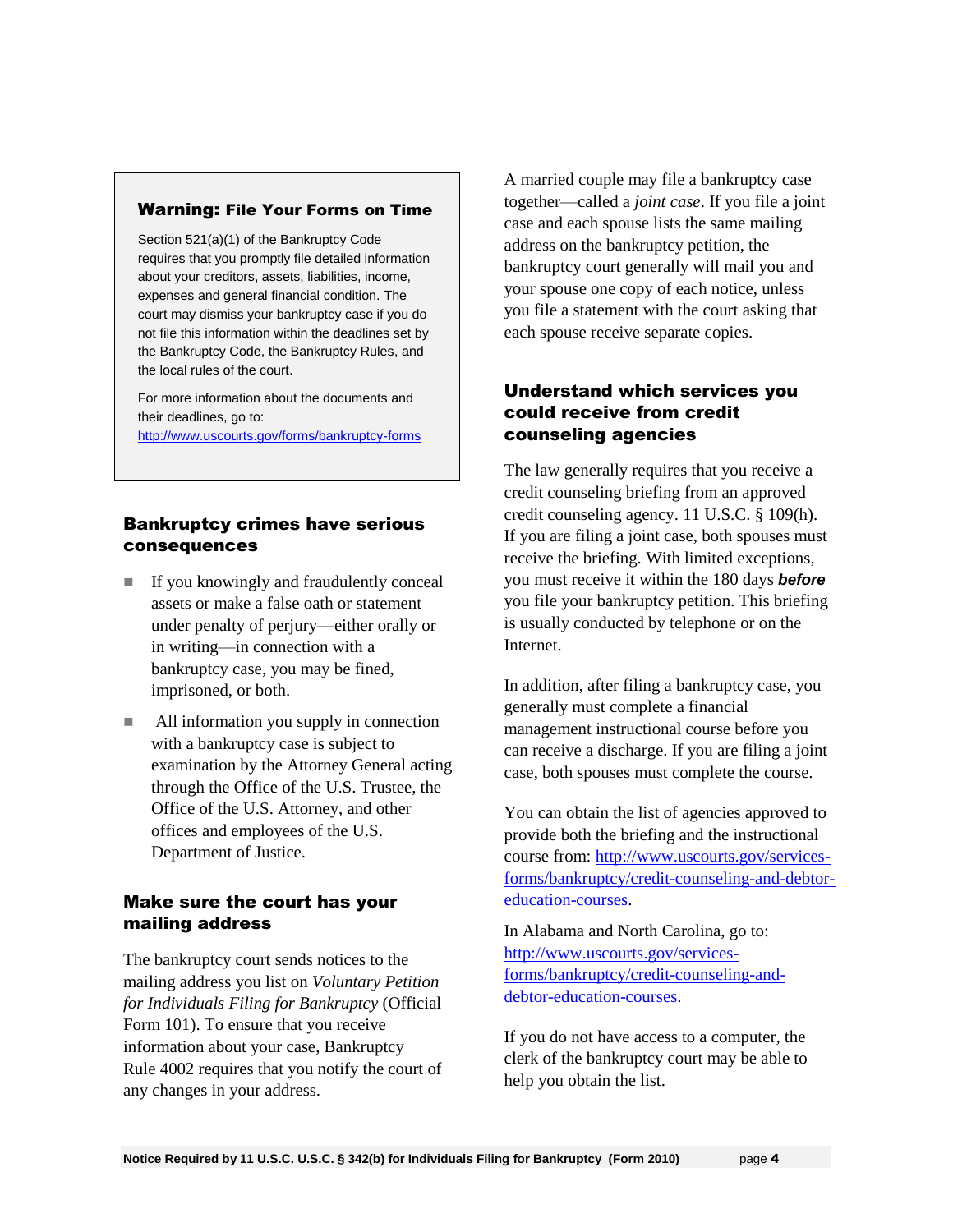## Warning: File Your Forms on Time

Section 521(a)(1) of the Bankruptcy Code requires that you promptly file detailed information about your creditors, assets, liabilities, income, expenses and general financial condition. The court may dismiss your bankruptcy case if you do not file this information within the deadlines set by the Bankruptcy Code, the Bankruptcy Rules, and the local rules of the court.

For more information about the documents and their deadlines, go to: http://www.uscourts.gov/forms/bankruptcy-forms

## Bankruptcy crimes have serious consequences

- If you knowingly and fraudulently conceal assets or make a false oath or statement under penalty of perjury—either orally or in writing—in connection with a bankruptcy case, you may be fined, imprisoned, or both.
- All information you supply in connection with a bankruptcy case is subject to examination by the Attorney General acting through the Office of the U.S. Trustee, the Office of the U.S. Attorney, and other offices and employees of the U.S. Department of Justice.

## Make sure the court has your mailing address

The bankruptcy court sends notices to the mailing address you list on *Voluntary Petition for Individuals Filing for Bankruptcy* (Official Form 101). To ensure that you receive information about your case, Bankruptcy Rule 4002 requires that you notify the court of any changes in your address.

A married couple may file a bankruptcy case together—called a *joint case*. If you file a joint case and each spouse lists the same mailing address on the bankruptcy petition, the bankruptcy court generally will mail you and your spouse one copy of each notice, unless you file a statement with the court asking that each spouse receive separate copies.

## Understand which services you could receive from credit counseling agencies

The law generally requires that you receive a credit counseling briefing from an approved credit counseling agency. 11 U.S.C. § 109(h). If you are filing a joint case, both spouses must receive the briefing. With limited exceptions, you must receive it within the 180 days ***before*** you file your bankruptcy petition. This briefing is usually conducted by telephone or on the Internet.

In addition, after filing a bankruptcy case, you generally must complete a financial management instructional course before you can receive a discharge. If you are filing a joint case, both spouses must complete the course.

You can obtain the list of agencies approved to provide both the briefing and the instructional course from: http://www.uscourts.gov/services-forms/bankruptcy/credit-counseling-and-debtor-education-courses.

In Alabama and North Carolina, go to: http://www.uscourts.gov/services-forms/bankruptcy/credit-counseling-and-debtor-education-courses.

If you do not have access to a computer, the clerk of the bankruptcy court may be able to help you obtain the list.